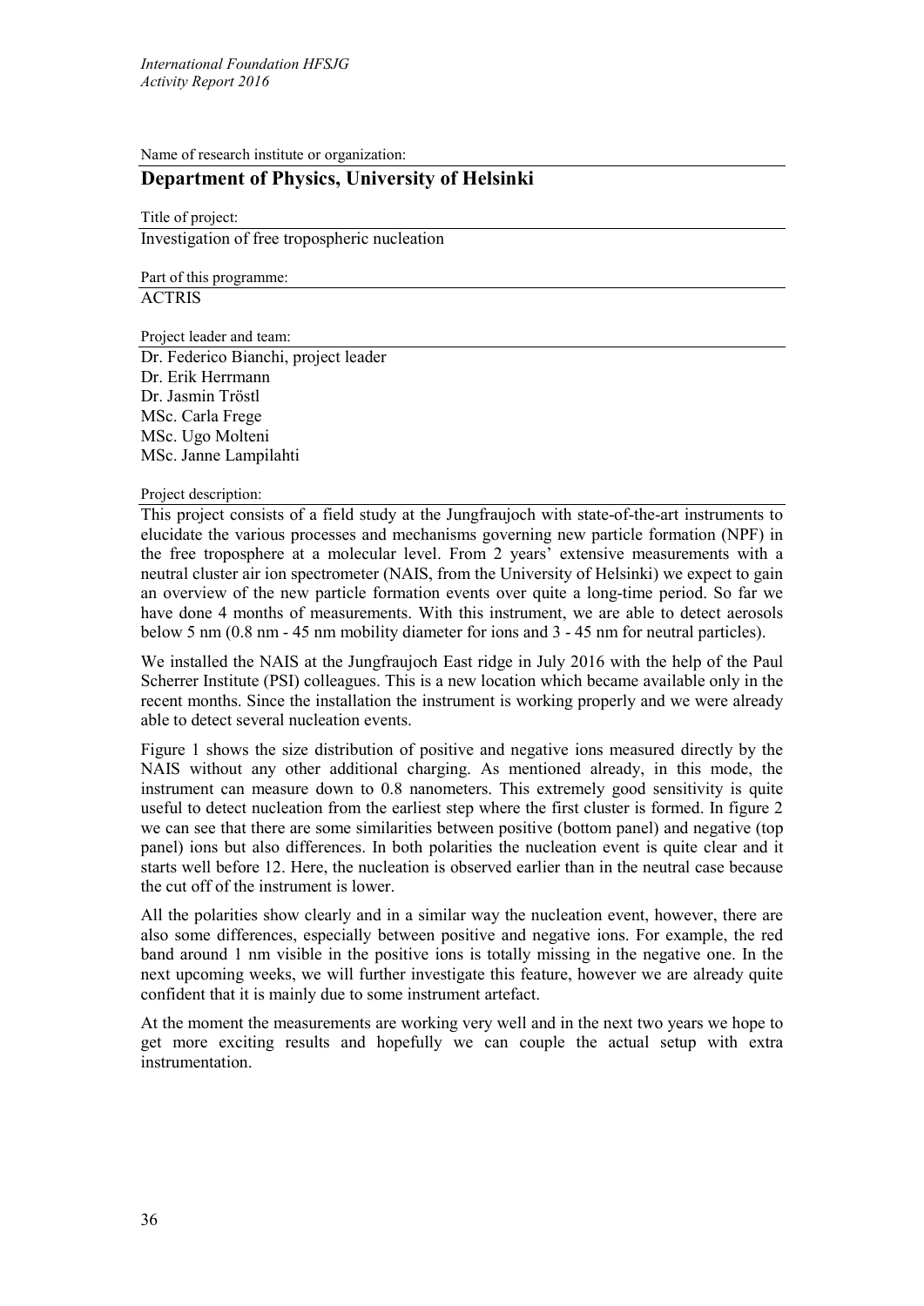Name of research institute or organization:

## Department of Physics, University of Helsinki

Title of project:

Investigation of free tropospheric nucleation

Part of this programme:

ACTRIS

Project leader and team:

Dr. Federico Bianchi, project leader
Dr. Erik Herrmann
Dr. Jasmin Tröstl
MSc. Carla Frege
MSc. Ugo Molteni
MSc. Janne Lampilahti

Project description:

This project consists of a field study at the Jungfraujoch with state-of-the-art instruments to elucidate the various processes and mechanisms governing new particle formation (NPF) in the free troposphere at a molecular level. From 2 years' extensive measurements with a neutral cluster air ion spectrometer (NAIS, from the University of Helsinki) we expect to gain an overview of the new particle formation events over quite a long-time period. So far we have done 4 months of measurements. With this instrument, we are able to detect aerosols below 5 nm (0.8 nm - 45 nm mobility diameter for ions and 3 - 45 nm for neutral particles).

We installed the NAIS at the Jungfraujoch East ridge in July 2016 with the help of the Paul Scherrer Institute (PSI) colleagues. This is a new location which became available only in the recent months. Since the installation the instrument is working properly and we were already able to detect several nucleation events.

Figure 1 shows the size distribution of positive and negative ions measured directly by the NAIS without any other additional charging. As mentioned already, in this mode, the instrument can measure down to 0.8 nanometers. This extremely good sensitivity is quite useful to detect nucleation from the earliest step where the first cluster is formed. In figure 2 we can see that there are some similarities between positive (bottom panel) and negative (top panel) ions but also differences. In both polarities the nucleation event is quite clear and it starts well before 12. Here, the nucleation is observed earlier than in the neutral case because the cut off of the instrument is lower.

All the polarities show clearly and in a similar way the nucleation event, however, there are also some differences, especially between positive and negative ions. For example, the red band around 1 nm visible in the positive ions is totally missing in the negative one. In the next upcoming weeks, we will further investigate this feature, however we are already quite confident that it is mainly due to some instrument artefact.

At the moment the measurements are working very well and in the next two years we hope to get more exciting results and hopefully we can couple the actual setup with extra instrumentation.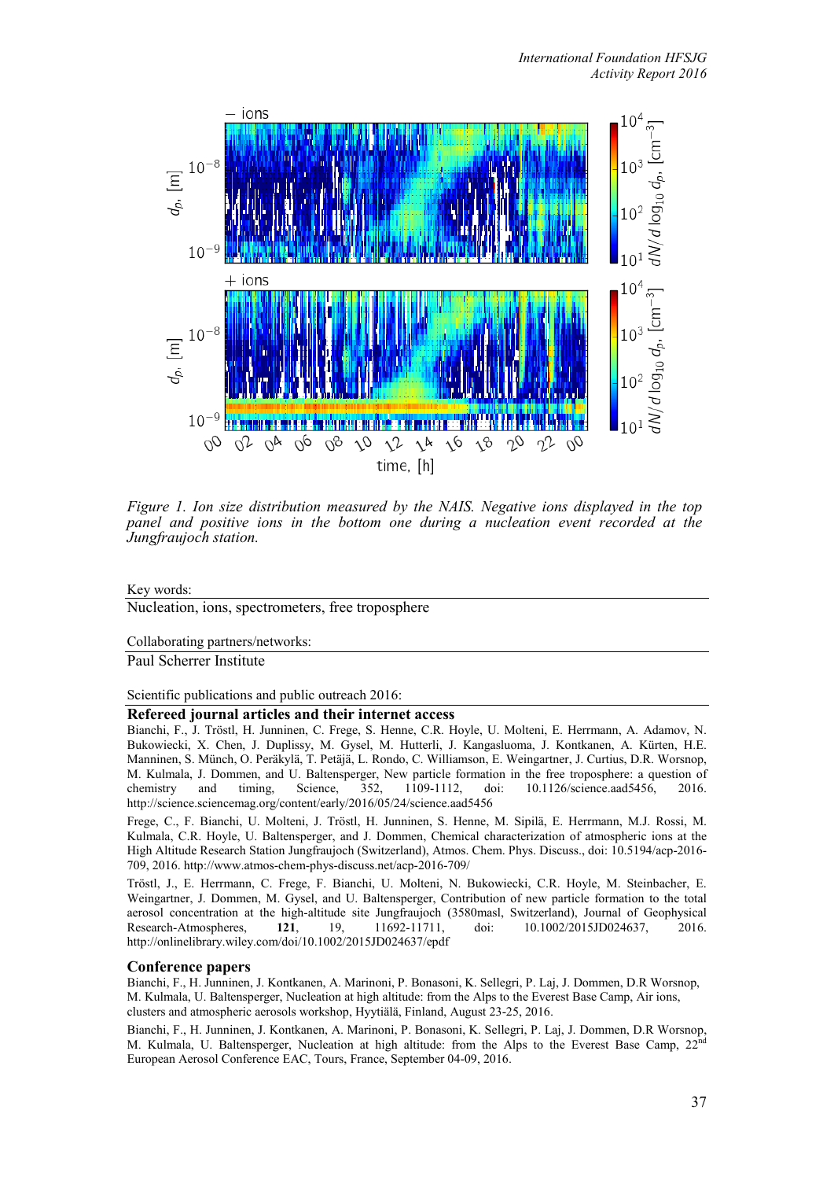*Figure 1. Ion size distribution measured by the NAIS. Negative ions displayed in the top panel and positive ions in the bottom one during a nucleation event recorded at the Jungfraujoch station.*

Key words:

Nucleation, ions, spectrometers, free troposphere

Collaborating partners/networks:

Paul Scherrer Institute

Scientific publications and public outreach 2016:

### Refereed journal articles and their internet access

Bianchi, F., J. Tröstl, H. Junninen, C. Frege, S. Henne, C.R. Hoyle, U. Molteni, E. Herrmann, A. Adamov, N. Bukowiecki, X. Chen, J. Duplissy, M. Gysel, M. Hutterli, J. Kangasluoma, J. Kontkanen, A. Kürten, H.E. Manninen, S. Münch, O. Peräkylä, T. Petäjä, L. Rondo, C. Williamson, E. Weingartner, J. Curtius, D.R. Worsnop, M. Kulmala, J. Dommen, and U. Baltensperger, New particle formation in the free troposphere: a question of chemistry and timing, Science, 352, 1109-1112, doi: 10.1126/science.aad5456, 2016. http://science.sciencemag.org/content/early/2016/05/24/science.aad5456

Frege, C., F. Bianchi, U. Molteni, J. Tröstl, H. Junninen, S. Henne, M. Sipilä, E. Herrmann, M.J. Rossi, M. Kulmala, C.R. Hoyle, U. Baltensperger, and J. Dommen, Chemical characterization of atmospheric ions at the High Altitude Research Station Jungfraujoch (Switzerland), Atmos. Chem. Phys. Discuss., doi: 10.5194/acp-2016-709, 2016. http://www.atmos-chem-phys-discuss.net/acp-2016-709/

Tröstl, J., E. Herrmann, C. Frege, F. Bianchi, U. Molteni, N. Bukowiecki, C.R. Hoyle, M. Steinbacher, E. Weingartner, J. Dommen, M. Gysel, and U. Baltensperger, Contribution of new particle formation to the total aerosol concentration at the high-altitude site Jungfraujoch (3580masl, Switzerland), Journal of Geophysical Research-Atmospheres, **121**, 19, 11692-11711, doi: 10.1002/2015JD024637, 2016. http://onlinelibrary.wiley.com/doi/10.1002/2015JD024637/epdf

### Conference papers

Bianchi, F., H. Junninen, J. Kontkanen, A. Marinoni, P. Bonasoni, K. Sellegri, P. Laj, J. Dommen, D.R Worsnop, M. Kulmala, U. Baltensperger, Nucleation at high altitude: from the Alps to the Everest Base Camp, Air ions, clusters and atmospheric aerosols workshop, Hyytiälä, Finland, August 23-25, 2016.

Bianchi, F., H. Junninen, J. Kontkanen, A. Marinoni, P. Bonasoni, K. Sellegri, P. Laj, J. Dommen, D.R Worsnop, M. Kulmala, U. Baltensperger, Nucleation at high altitude: from the Alps to the Everest Base Camp, 22nd European Aerosol Conference EAC, Tours, France, September 04-09, 2016.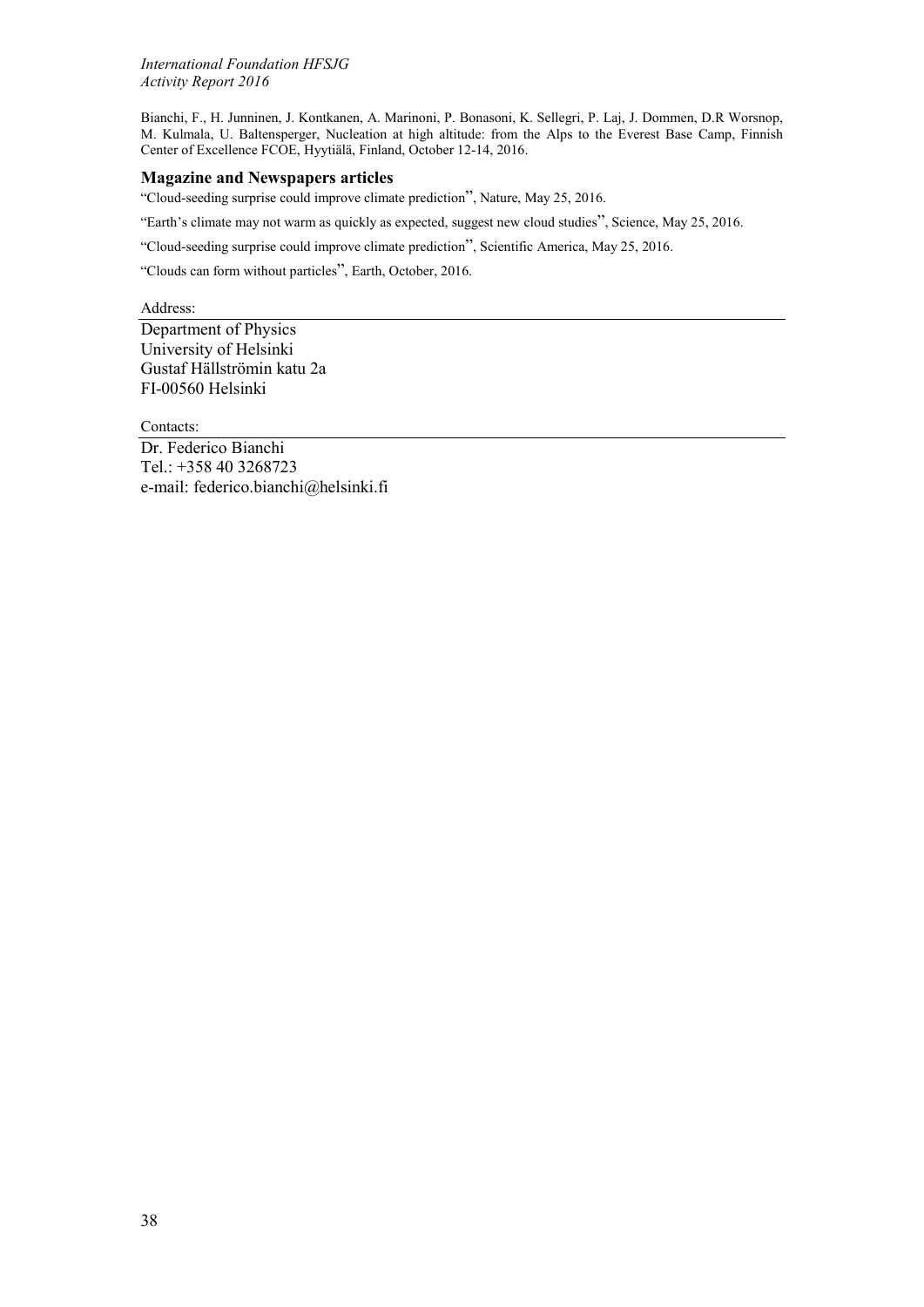Bianchi, F., H. Junninen, J. Kontkanen, A. Marinoni, P. Bonasoni, K. Sellegri, P. Laj, J. Dommen, D.R Worsnop, M. Kulmala, U. Baltensperger, Nucleation at high altitude: from the Alps to the Everest Base Camp, Finnish Center of Excellence FCOE, Hyytiälä, Finland, October 12-14, 2016.

### Magazine and Newspapers articles

"Cloud-seeding surprise could improve climate prediction", Nature, May 25, 2016.

"Earth's climate may not warm as quickly as expected, suggest new cloud studies", Science, May 25, 2016.

"Cloud-seeding surprise could improve climate prediction", Scientific America, May 25, 2016.

"Clouds can form without particles", Earth, October, 2016.

Address:

Department of Physics
University of Helsinki
Gustaf Hällströmin katu 2a
FI-00560 Helsinki

Contacts:

Dr. Federico Bianchi
Tel.: +358 40 3268723
e-mail: federico.bianchi@helsinki.fi